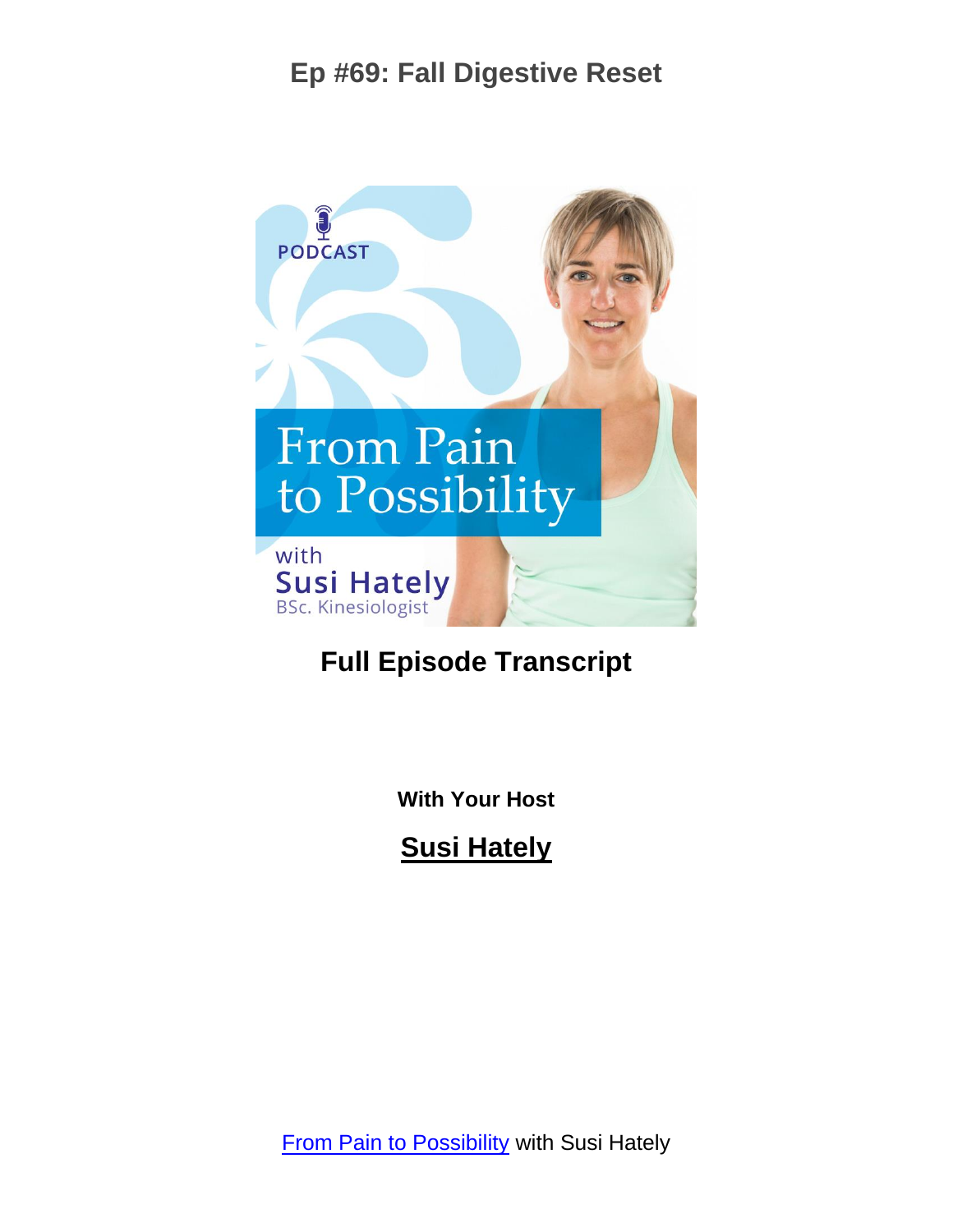# Ep #69: Fall Digestive Reset

## Full Episode Transcript

**With Your Host**

## Susi Hately

From Pain to Possibility with Susi Hately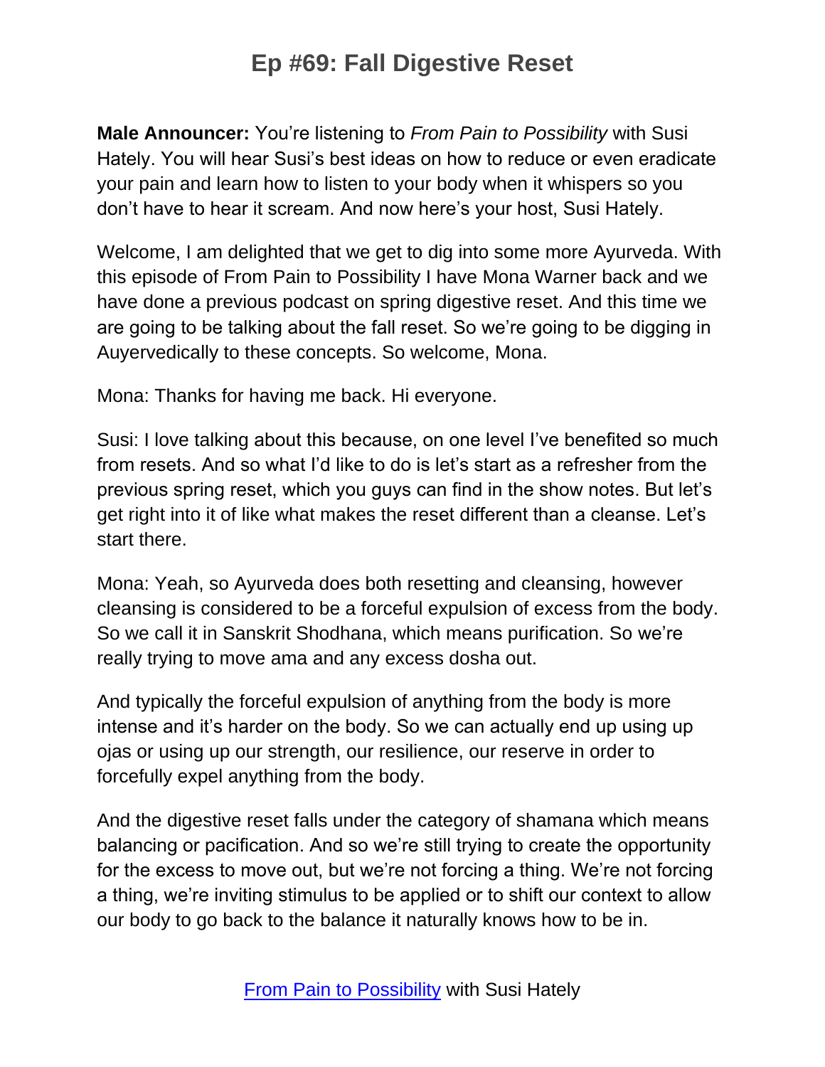# Ep #69: Fall Digestive Reset

**Male Announcer:** You're listening to *From Pain to Possibility* with Susi Hately. You will hear Susi's best ideas on how to reduce or even eradicate your pain and learn how to listen to your body when it whispers so you don't have to hear it scream. And now here's your host, Susi Hately.

Welcome, I am delighted that we get to dig into some more Ayurveda. With this episode of From Pain to Possibility I have Mona Warner back and we have done a previous podcast on spring digestive reset. And this time we are going to be talking about the fall reset. So we're going to be digging in Auyervedically to these concepts. So welcome, Mona.

Mona: Thanks for having me back. Hi everyone.

Susi: I love talking about this because, on one level I've benefited so much from resets. And so what I'd like to do is let's start as a refresher from the previous spring reset, which you guys can find in the show notes. But let's get right into it of like what makes the reset different than a cleanse. Let's start there.

Mona: Yeah, so Ayurveda does both resetting and cleansing, however cleansing is considered to be a forceful expulsion of excess from the body. So we call it in Sanskrit Shodhana, which means purification. So we're really trying to move ama and any excess dosha out.

And typically the forceful expulsion of anything from the body is more intense and it's harder on the body. So we can actually end up using up ojas or using up our strength, our resilience, our reserve in order to forcefully expel anything from the body.

And the digestive reset falls under the category of shamana which means balancing or pacification. And so we're still trying to create the opportunity for the excess to move out, but we're not forcing a thing. We're not forcing a thing, we're inviting stimulus to be applied or to shift our context to allow our body to go back to the balance it naturally knows how to be in.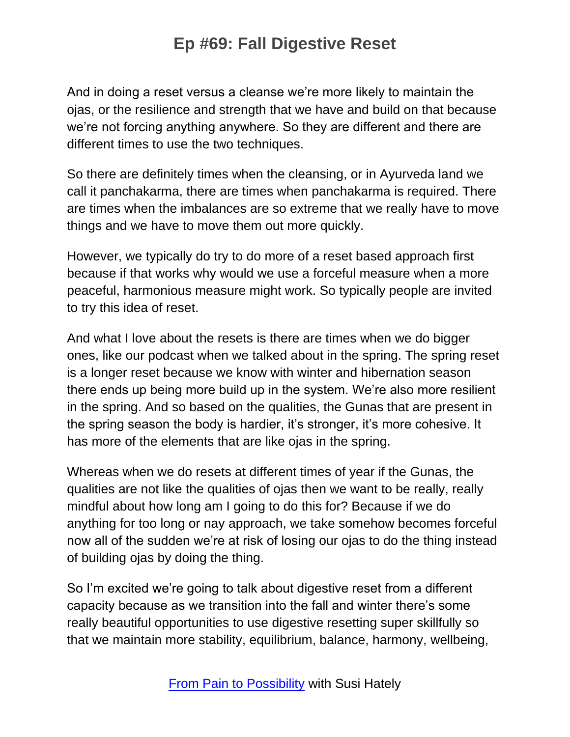And in doing a reset versus a cleanse we're more likely to maintain the ojas, or the resilience and strength that we have and build on that because we're not forcing anything anywhere. So they are different and there are different times to use the two techniques.

So there are definitely times when the cleansing, or in Ayurveda land we call it panchakarma, there are times when panchakarma is required. There are times when the imbalances are so extreme that we really have to move things and we have to move them out more quickly.

However, we typically do try to do more of a reset based approach first because if that works why would we use a forceful measure when a more peaceful, harmonious measure might work. So typically people are invited to try this idea of reset.

And what I love about the resets is there are times when we do bigger ones, like our podcast when we talked about in the spring. The spring reset is a longer reset because we know with winter and hibernation season there ends up being more build up in the system. We're also more resilient in the spring. And so based on the qualities, the Gunas that are present in the spring season the body is hardier, it's stronger, it's more cohesive. It has more of the elements that are like ojas in the spring.

Whereas when we do resets at different times of year if the Gunas, the qualities are not like the qualities of ojas then we want to be really, really mindful about how long am I going to do this for? Because if we do anything for too long or nay approach, we take somehow becomes forceful now all of the sudden we're at risk of losing our ojas to do the thing instead of building ojas by doing the thing.

So I'm excited we're going to talk about digestive reset from a different capacity because as we transition into the fall and winter there's some really beautiful opportunities to use digestive resetting super skillfully so that we maintain more stability, equilibrium, balance, harmony, wellbeing,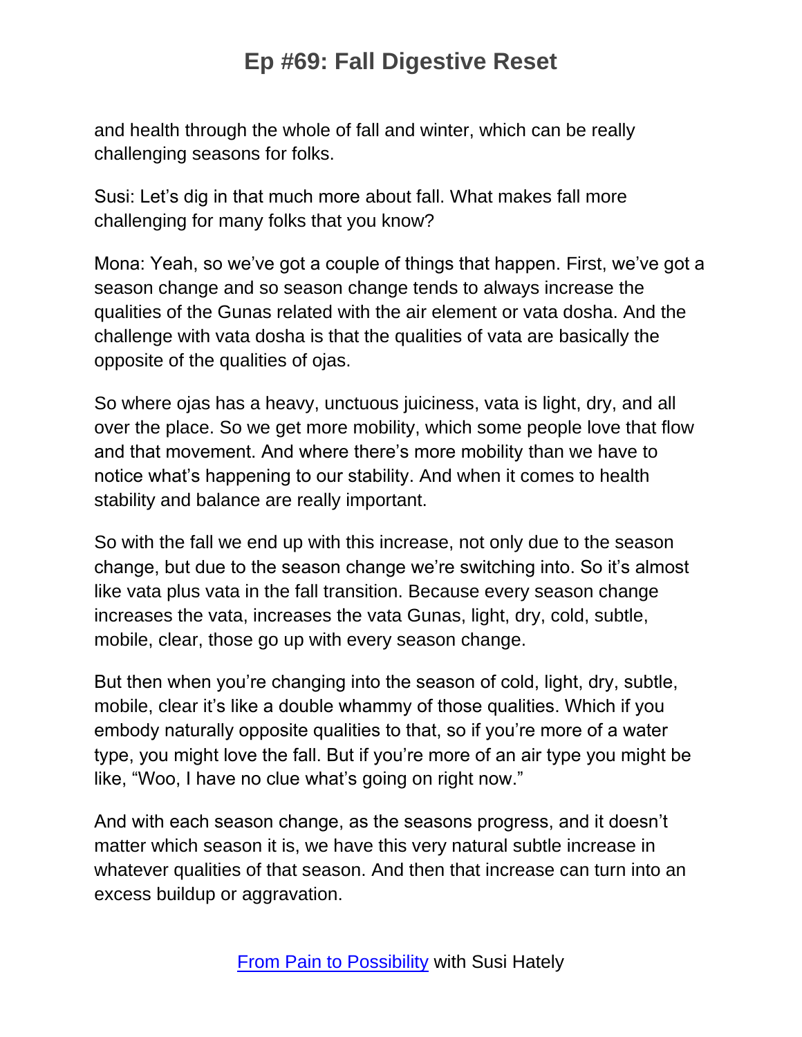and health through the whole of fall and winter, which can be really challenging seasons for folks.

Susi: Let's dig in that much more about fall. What makes fall more challenging for many folks that you know?

Mona: Yeah, so we've got a couple of things that happen. First, we've got a season change and so season change tends to always increase the qualities of the Gunas related with the air element or vata dosha. And the challenge with vata dosha is that the qualities of vata are basically the opposite of the qualities of ojas.

So where ojas has a heavy, unctuous juiciness, vata is light, dry, and all over the place. So we get more mobility, which some people love that flow and that movement. And where there's more mobility than we have to notice what's happening to our stability. And when it comes to health stability and balance are really important.

So with the fall we end up with this increase, not only due to the season change, but due to the season change we're switching into. So it's almost like vata plus vata in the fall transition. Because every season change increases the vata, increases the vata Gunas, light, dry, cold, subtle, mobile, clear, those go up with every season change.

But then when you're changing into the season of cold, light, dry, subtle, mobile, clear it's like a double whammy of those qualities. Which if you embody naturally opposite qualities to that, so if you're more of a water type, you might love the fall. But if you're more of an air type you might be like, "Woo, I have no clue what's going on right now."

And with each season change, as the seasons progress, and it doesn't matter which season it is, we have this very natural subtle increase in whatever qualities of that season. And then that increase can turn into an excess buildup or aggravation.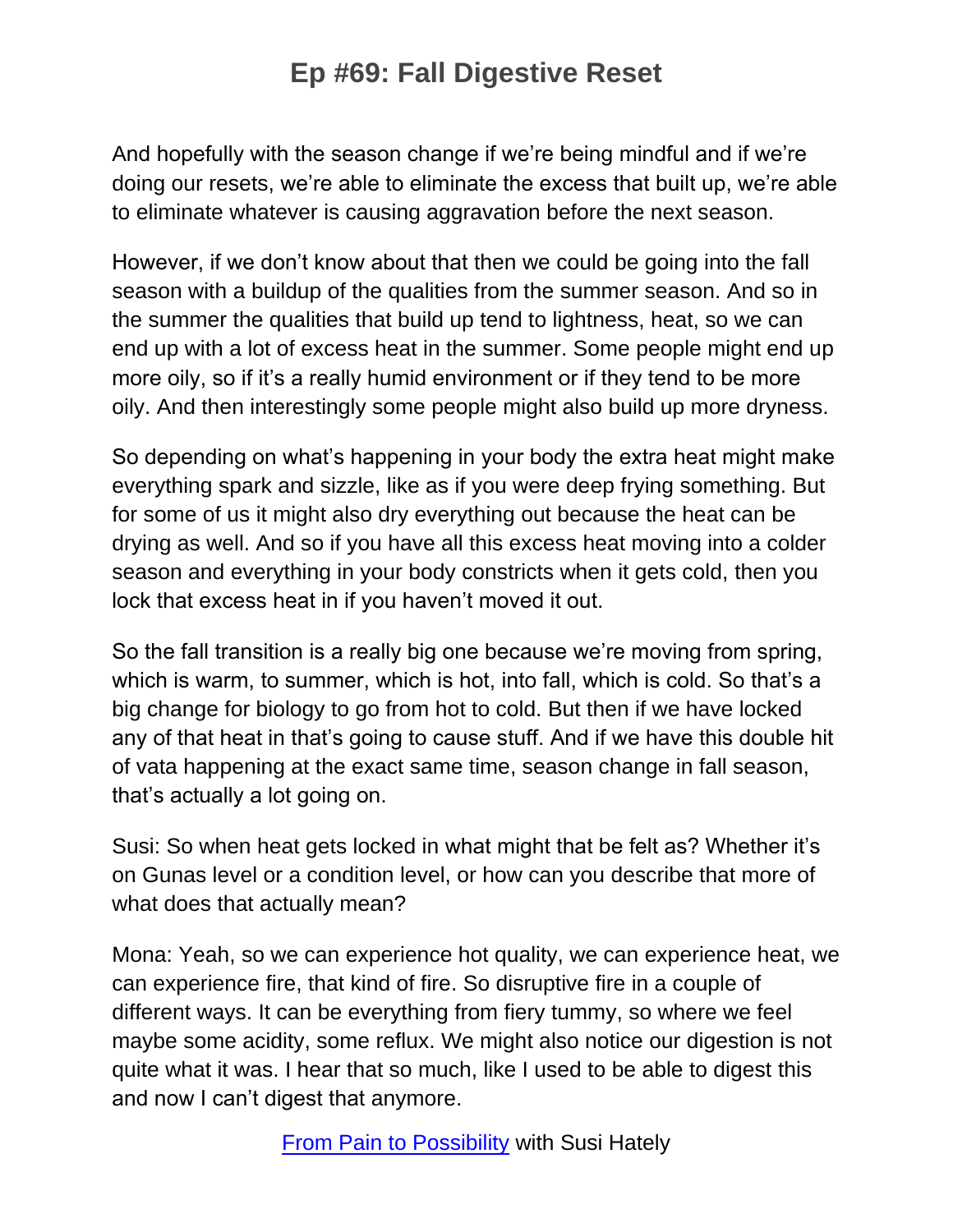And hopefully with the season change if we're being mindful and if we're doing our resets, we're able to eliminate the excess that built up, we're able to eliminate whatever is causing aggravation before the next season.

However, if we don't know about that then we could be going into the fall season with a buildup of the qualities from the summer season. And so in the summer the qualities that build up tend to lightness, heat, so we can end up with a lot of excess heat in the summer. Some people might end up more oily, so if it's a really humid environment or if they tend to be more oily. And then interestingly some people might also build up more dryness.

So depending on what's happening in your body the extra heat might make everything spark and sizzle, like as if you were deep frying something. But for some of us it might also dry everything out because the heat can be drying as well. And so if you have all this excess heat moving into a colder season and everything in your body constricts when it gets cold, then you lock that excess heat in if you haven't moved it out.

So the fall transition is a really big one because we're moving from spring, which is warm, to summer, which is hot, into fall, which is cold. So that's a big change for biology to go from hot to cold. But then if we have locked any of that heat in that's going to cause stuff. And if we have this double hit of vata happening at the exact same time, season change in fall season, that's actually a lot going on.

Susi: So when heat gets locked in what might that be felt as? Whether it's on Gunas level or a condition level, or how can you describe that more of what does that actually mean?

Mona: Yeah, so we can experience hot quality, we can experience heat, we can experience fire, that kind of fire. So disruptive fire in a couple of different ways. It can be everything from fiery tummy, so where we feel maybe some acidity, some reflux. We might also notice our digestion is not quite what it was. I hear that so much, like I used to be able to digest this and now I can't digest that anymore.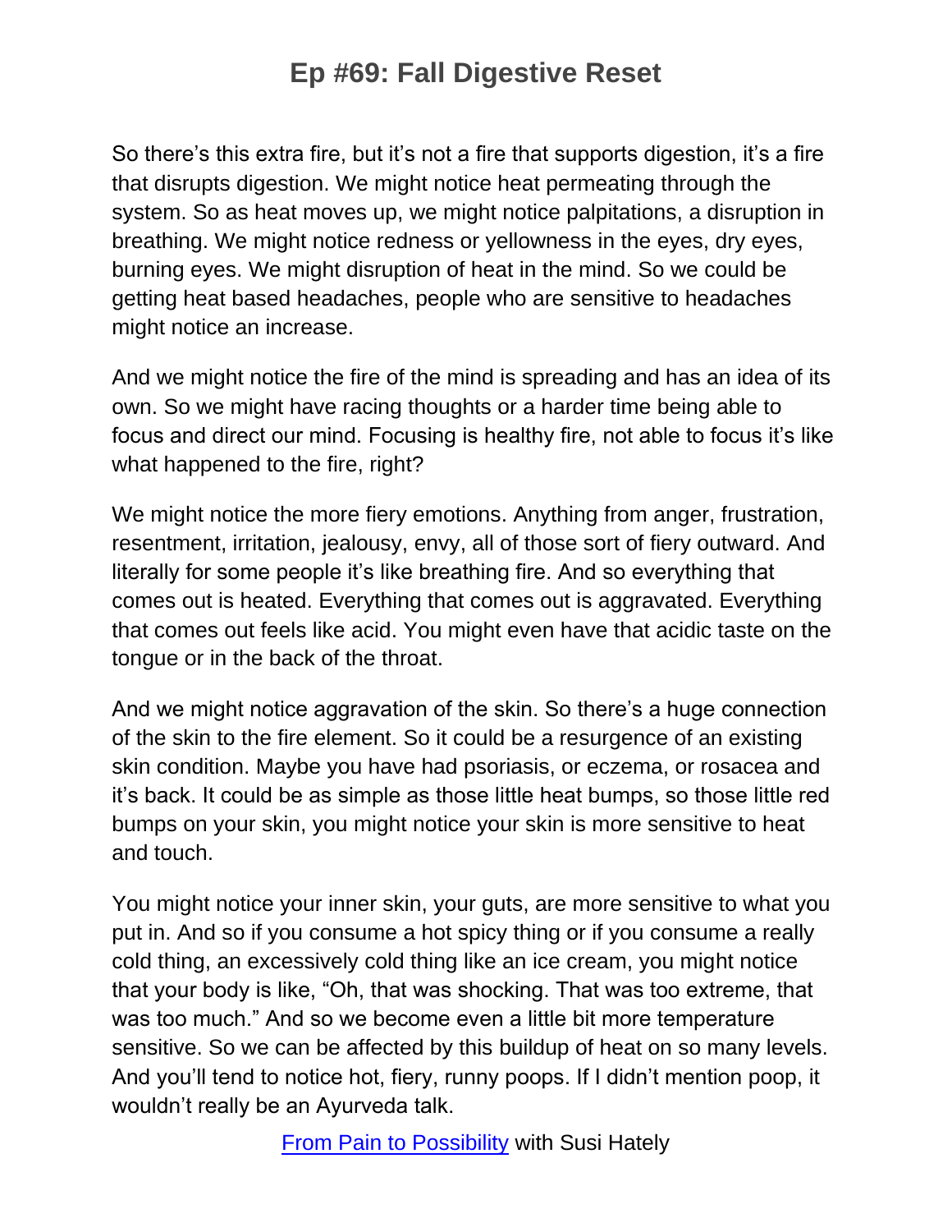So there's this extra fire, but it's not a fire that supports digestion, it's a fire that disrupts digestion. We might notice heat permeating through the system. So as heat moves up, we might notice palpitations, a disruption in breathing. We might notice redness or yellowness in the eyes, dry eyes, burning eyes. We might disruption of heat in the mind. So we could be getting heat based headaches, people who are sensitive to headaches might notice an increase.

And we might notice the fire of the mind is spreading and has an idea of its own. So we might have racing thoughts or a harder time being able to focus and direct our mind. Focusing is healthy fire, not able to focus it's like what happened to the fire, right?

We might notice the more fiery emotions. Anything from anger, frustration, resentment, irritation, jealousy, envy, all of those sort of fiery outward. And literally for some people it's like breathing fire. And so everything that comes out is heated. Everything that comes out is aggravated. Everything that comes out feels like acid. You might even have that acidic taste on the tongue or in the back of the throat.

And we might notice aggravation of the skin. So there's a huge connection of the skin to the fire element. So it could be a resurgence of an existing skin condition. Maybe you have had psoriasis, or eczema, or rosacea and it's back. It could be as simple as those little heat bumps, so those little red bumps on your skin, you might notice your skin is more sensitive to heat and touch.

You might notice your inner skin, your guts, are more sensitive to what you put in. And so if you consume a hot spicy thing or if you consume a really cold thing, an excessively cold thing like an ice cream, you might notice that your body is like, "Oh, that was shocking. That was too extreme, that was too much." And so we become even a little bit more temperature sensitive. So we can be affected by this buildup of heat on so many levels. And you'll tend to notice hot, fiery, runny poops. If I didn't mention poop, it wouldn't really be an Ayurveda talk.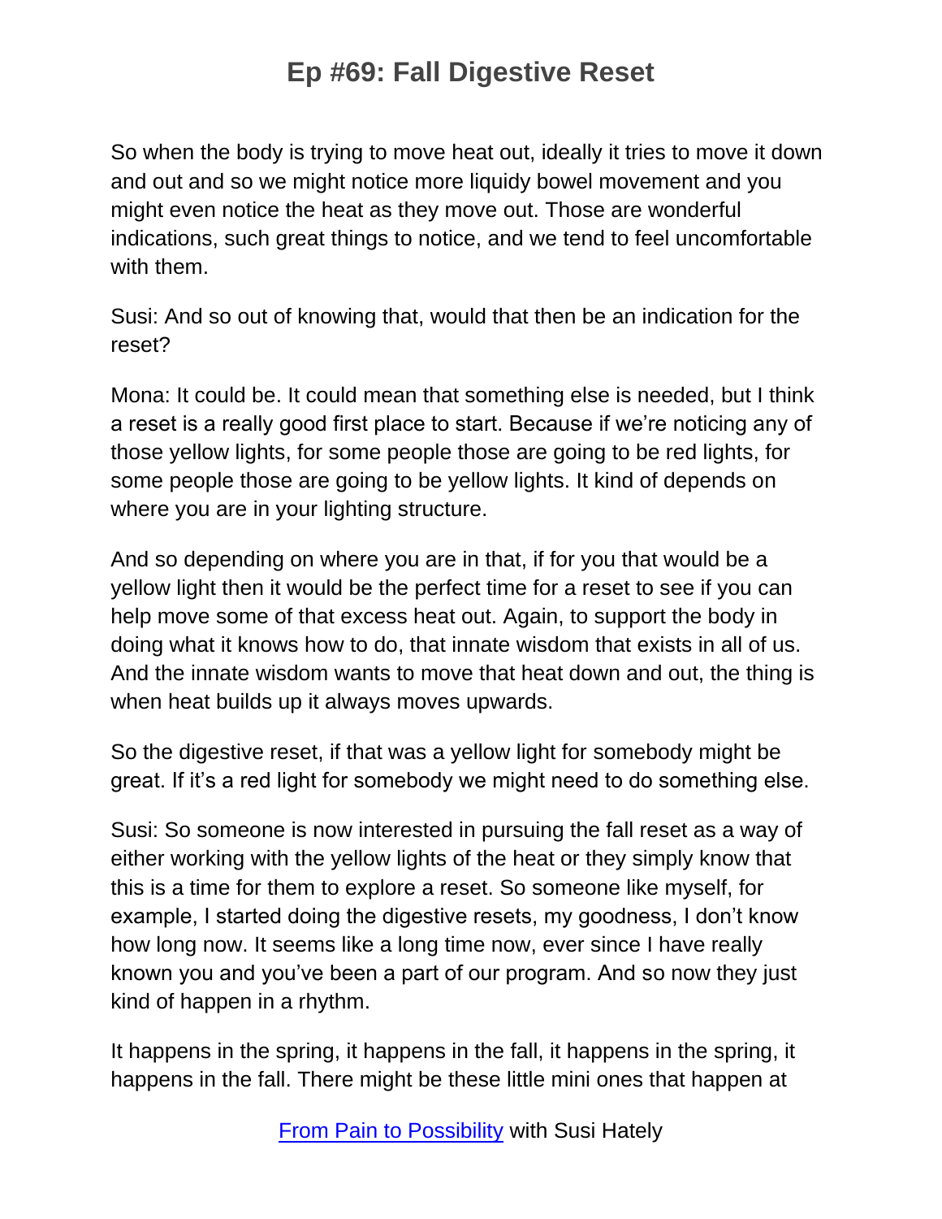So when the body is trying to move heat out, ideally it tries to move it down and out and so we might notice more liquidy bowel movement and you might even notice the heat as they move out. Those are wonderful indications, such great things to notice, and we tend to feel uncomfortable with them.

Susi: And so out of knowing that, would that then be an indication for the reset?

Mona: It could be. It could mean that something else is needed, but I think a reset is a really good first place to start. Because if we're noticing any of those yellow lights, for some people those are going to be red lights, for some people those are going to be yellow lights. It kind of depends on where you are in your lighting structure.

And so depending on where you are in that, if for you that would be a yellow light then it would be the perfect time for a reset to see if you can help move some of that excess heat out. Again, to support the body in doing what it knows how to do, that innate wisdom that exists in all of us. And the innate wisdom wants to move that heat down and out, the thing is when heat builds up it always moves upwards.

So the digestive reset, if that was a yellow light for somebody might be great. If it's a red light for somebody we might need to do something else.

Susi: So someone is now interested in pursuing the fall reset as a way of either working with the yellow lights of the heat or they simply know that this is a time for them to explore a reset. So someone like myself, for example, I started doing the digestive resets, my goodness, I don't know how long now. It seems like a long time now, ever since I have really known you and you've been a part of our program. And so now they just kind of happen in a rhythm.

It happens in the spring, it happens in the fall, it happens in the spring, it happens in the fall. There might be these little mini ones that happen at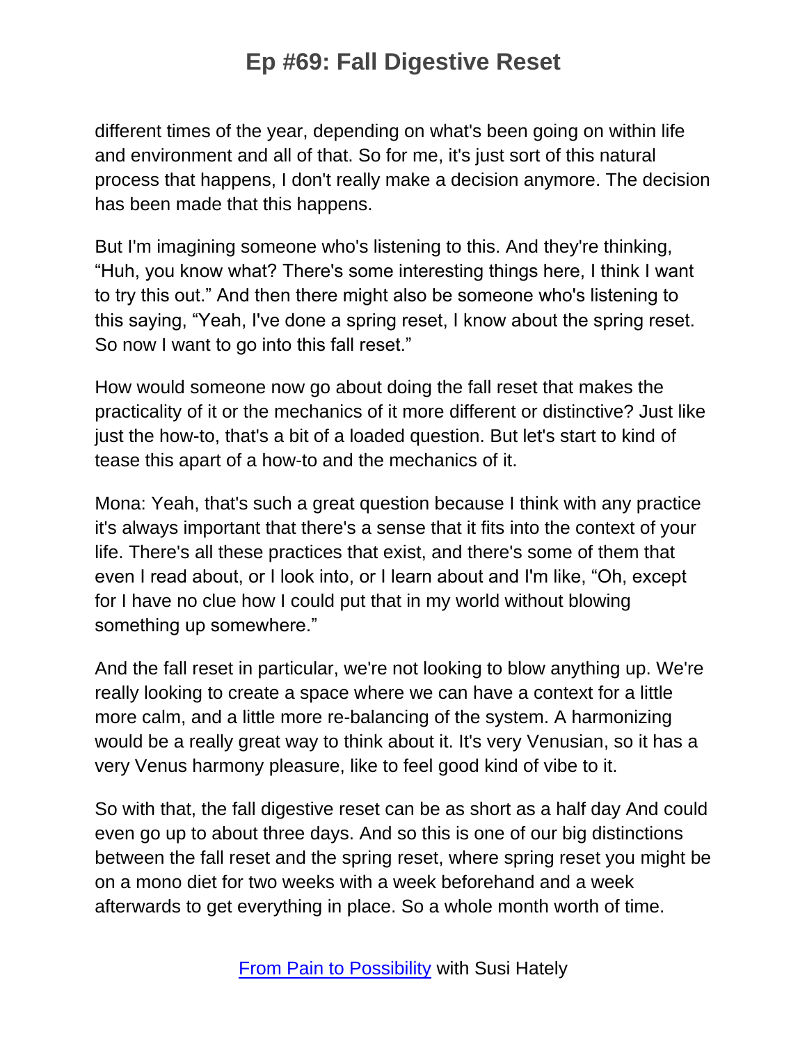different times of the year, depending on what's been going on within life and environment and all of that. So for me, it's just sort of this natural process that happens, I don't really make a decision anymore. The decision has been made that this happens.

But I'm imagining someone who's listening to this. And they're thinking, "Huh, you know what? There's some interesting things here, I think I want to try this out." And then there might also be someone who's listening to this saying, "Yeah, I've done a spring reset, I know about the spring reset. So now I want to go into this fall reset."

How would someone now go about doing the fall reset that makes the practicality of it or the mechanics of it more different or distinctive? Just like just the how-to, that's a bit of a loaded question. But let's start to kind of tease this apart of a how-to and the mechanics of it.

Mona: Yeah, that's such a great question because I think with any practice it's always important that there's a sense that it fits into the context of your life. There's all these practices that exist, and there's some of them that even I read about, or I look into, or I learn about and I'm like, "Oh, except for I have no clue how I could put that in my world without blowing something up somewhere."

And the fall reset in particular, we're not looking to blow anything up. We're really looking to create a space where we can have a context for a little more calm, and a little more re-balancing of the system. A harmonizing would be a really great way to think about it. It's very Venusian, so it has a very Venus harmony pleasure, like to feel good kind of vibe to it.

So with that, the fall digestive reset can be as short as a half day And could even go up to about three days. And so this is one of our big distinctions between the fall reset and the spring reset, where spring reset you might be on a mono diet for two weeks with a week beforehand and a week afterwards to get everything in place. So a whole month worth of time.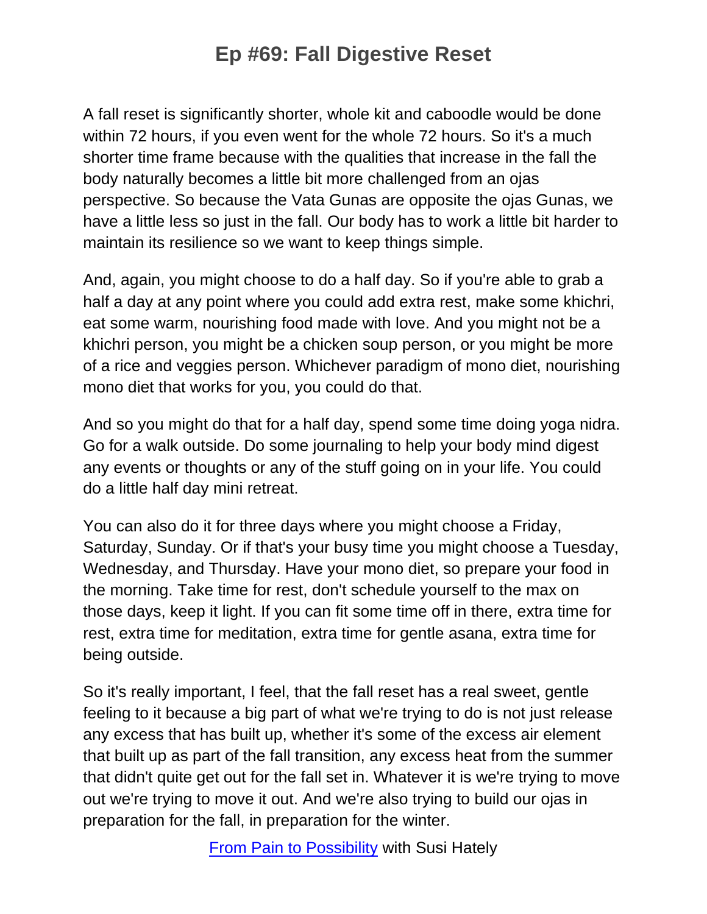A fall reset is significantly shorter, whole kit and caboodle would be done within 72 hours, if you even went for the whole 72 hours. So it's a much shorter time frame because with the qualities that increase in the fall the body naturally becomes a little bit more challenged from an ojas perspective. So because the Vata Gunas are opposite the ojas Gunas, we have a little less so just in the fall. Our body has to work a little bit harder to maintain its resilience so we want to keep things simple.

And, again, you might choose to do a half day. So if you're able to grab a half a day at any point where you could add extra rest, make some khichri, eat some warm, nourishing food made with love. And you might not be a khichri person, you might be a chicken soup person, or you might be more of a rice and veggies person. Whichever paradigm of mono diet, nourishing mono diet that works for you, you could do that.

And so you might do that for a half day, spend some time doing yoga nidra. Go for a walk outside. Do some journaling to help your body mind digest any events or thoughts or any of the stuff going on in your life. You could do a little half day mini retreat.

You can also do it for three days where you might choose a Friday, Saturday, Sunday. Or if that's your busy time you might choose a Tuesday, Wednesday, and Thursday. Have your mono diet, so prepare your food in the morning. Take time for rest, don't schedule yourself to the max on those days, keep it light. If you can fit some time off in there, extra time for rest, extra time for meditation, extra time for gentle asana, extra time for being outside.

So it's really important, I feel, that the fall reset has a real sweet, gentle feeling to it because a big part of what we're trying to do is not just release any excess that has built up, whether it's some of the excess air element that built up as part of the fall transition, any excess heat from the summer that didn't quite get out for the fall set in. Whatever it is we're trying to move out we're trying to move it out. And we're also trying to build our ojas in preparation for the fall, in preparation for the winter.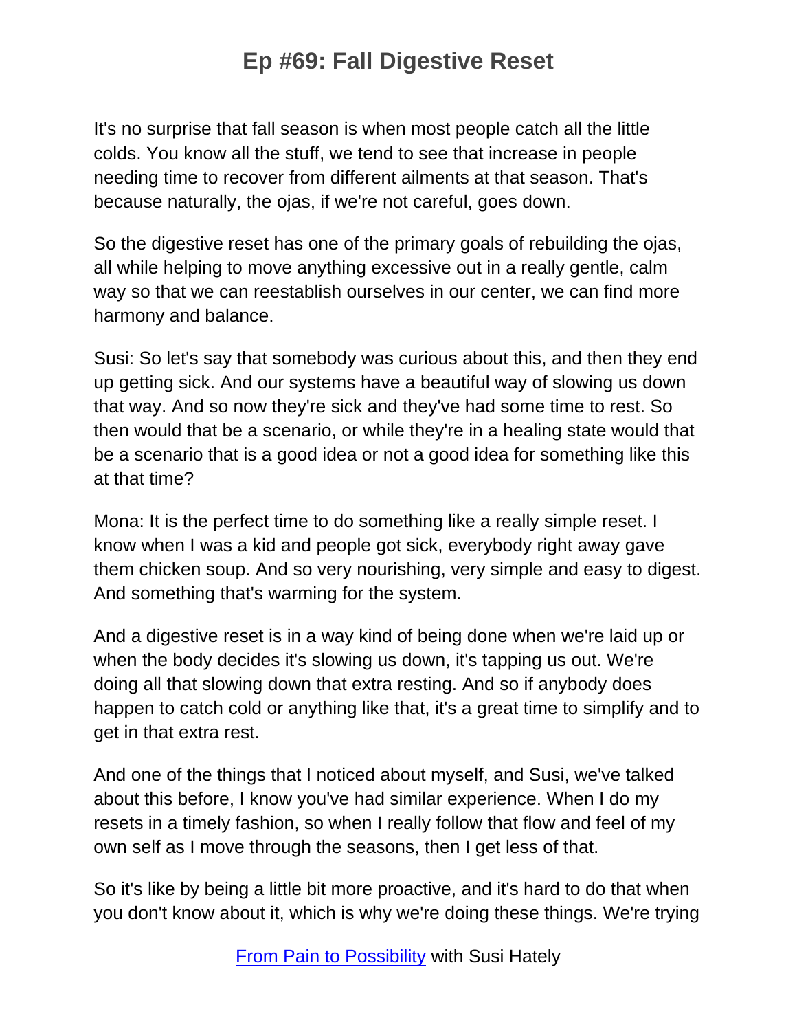It's no surprise that fall season is when most people catch all the little colds. You know all the stuff, we tend to see that increase in people needing time to recover from different ailments at that season. That's because naturally, the ojas, if we're not careful, goes down.

So the digestive reset has one of the primary goals of rebuilding the ojas, all while helping to move anything excessive out in a really gentle, calm way so that we can reestablish ourselves in our center, we can find more harmony and balance.

Susi: So let's say that somebody was curious about this, and then they end up getting sick. And our systems have a beautiful way of slowing us down that way. And so now they're sick and they've had some time to rest. So then would that be a scenario, or while they're in a healing state would that be a scenario that is a good idea or not a good idea for something like this at that time?

Mona: It is the perfect time to do something like a really simple reset. I know when I was a kid and people got sick, everybody right away gave them chicken soup. And so very nourishing, very simple and easy to digest. And something that's warming for the system.

And a digestive reset is in a way kind of being done when we're laid up or when the body decides it's slowing us down, it's tapping us out. We're doing all that slowing down that extra resting. And so if anybody does happen to catch cold or anything like that, it's a great time to simplify and to get in that extra rest.

And one of the things that I noticed about myself, and Susi, we've talked about this before, I know you've had similar experience. When I do my resets in a timely fashion, so when I really follow that flow and feel of my own self as I move through the seasons, then I get less of that.

So it's like by being a little bit more proactive, and it's hard to do that when you don't know about it, which is why we're doing these things. We're trying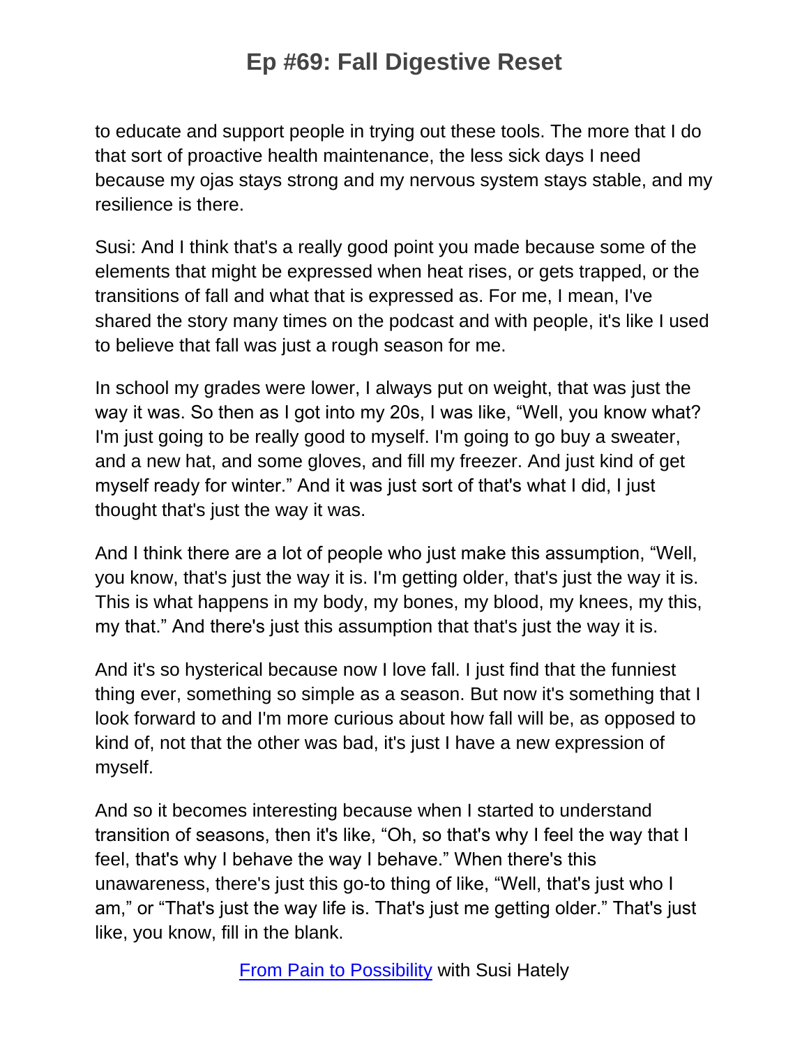to educate and support people in trying out these tools. The more that I do that sort of proactive health maintenance, the less sick days I need because my ojas stays strong and my nervous system stays stable, and my resilience is there.

Susi: And I think that's a really good point you made because some of the elements that might be expressed when heat rises, or gets trapped, or the transitions of fall and what that is expressed as. For me, I mean, I've shared the story many times on the podcast and with people, it's like I used to believe that fall was just a rough season for me.

In school my grades were lower, I always put on weight, that was just the way it was. So then as I got into my 20s, I was like, "Well, you know what? I'm just going to be really good to myself. I'm going to go buy a sweater, and a new hat, and some gloves, and fill my freezer. And just kind of get myself ready for winter." And it was just sort of that's what I did, I just thought that's just the way it was.

And I think there are a lot of people who just make this assumption, "Well, you know, that's just the way it is. I'm getting older, that's just the way it is. This is what happens in my body, my bones, my blood, my knees, my this, my that." And there's just this assumption that that's just the way it is.

And it's so hysterical because now I love fall. I just find that the funniest thing ever, something so simple as a season. But now it's something that I look forward to and I'm more curious about how fall will be, as opposed to kind of, not that the other was bad, it's just I have a new expression of myself.

And so it becomes interesting because when I started to understand transition of seasons, then it's like, "Oh, so that's why I feel the way that I feel, that's why I behave the way I behave." When there's this unawareness, there's just this go-to thing of like, "Well, that's just who I am," or "That's just the way life is. That's just me getting older." That's just like, you know, fill in the blank.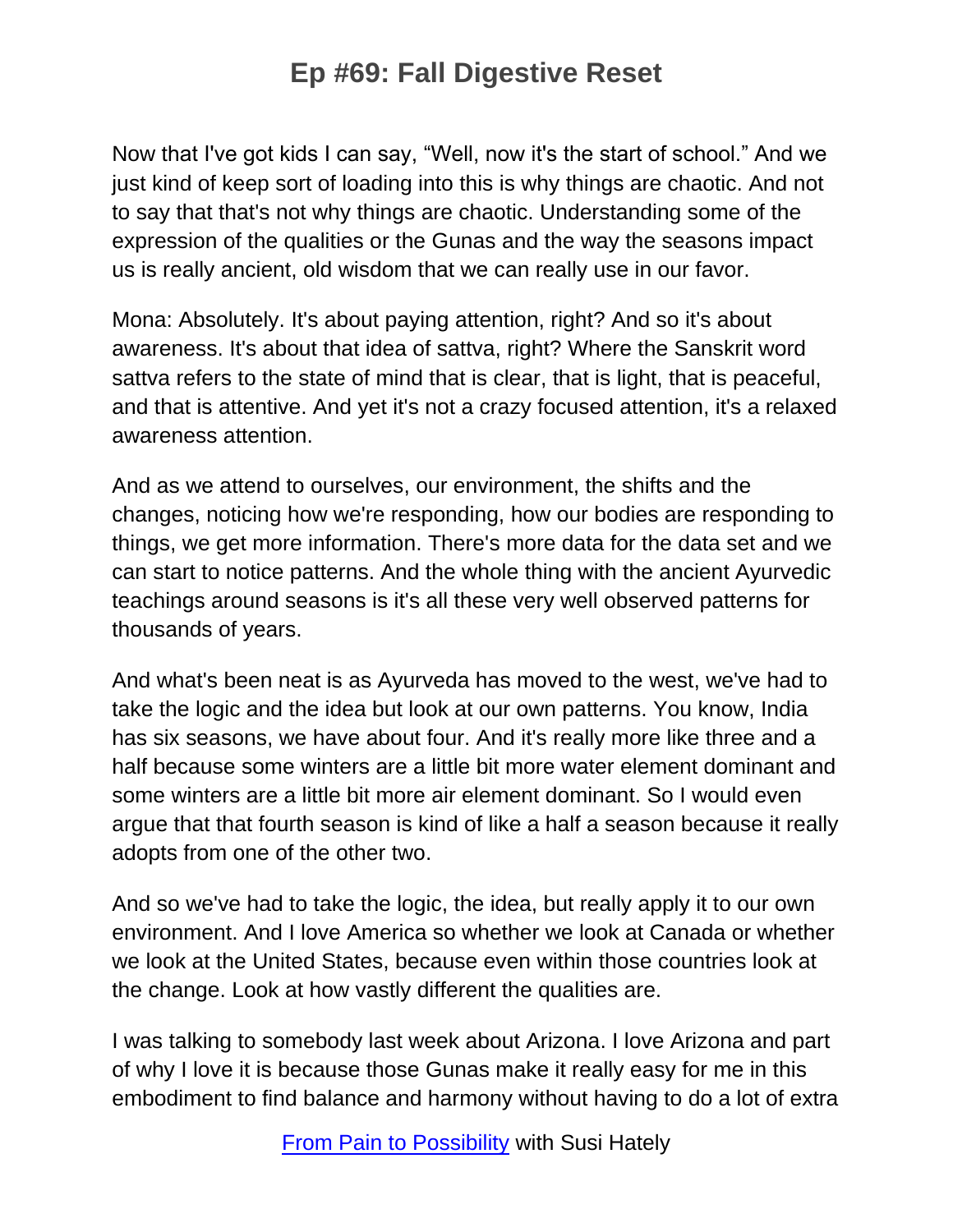Now that I've got kids I can say, "Well, now it's the start of school." And we just kind of keep sort of loading into this is why things are chaotic. And not to say that that's not why things are chaotic. Understanding some of the expression of the qualities or the Gunas and the way the seasons impact us is really ancient, old wisdom that we can really use in our favor.

Mona: Absolutely. It's about paying attention, right? And so it's about awareness. It's about that idea of sattva, right? Where the Sanskrit word sattva refers to the state of mind that is clear, that is light, that is peaceful, and that is attentive. And yet it's not a crazy focused attention, it's a relaxed awareness attention.

And as we attend to ourselves, our environment, the shifts and the changes, noticing how we're responding, how our bodies are responding to things, we get more information. There's more data for the data set and we can start to notice patterns. And the whole thing with the ancient Ayurvedic teachings around seasons is it's all these very well observed patterns for thousands of years.

And what's been neat is as Ayurveda has moved to the west, we've had to take the logic and the idea but look at our own patterns. You know, India has six seasons, we have about four. And it's really more like three and a half because some winters are a little bit more water element dominant and some winters are a little bit more air element dominant. So I would even argue that that fourth season is kind of like a half a season because it really adopts from one of the other two.

And so we've had to take the logic, the idea, but really apply it to our own environment. And I love America so whether we look at Canada or whether we look at the United States, because even within those countries look at the change. Look at how vastly different the qualities are.

I was talking to somebody last week about Arizona. I love Arizona and part of why I love it is because those Gunas make it really easy for me in this embodiment to find balance and harmony without having to do a lot of extra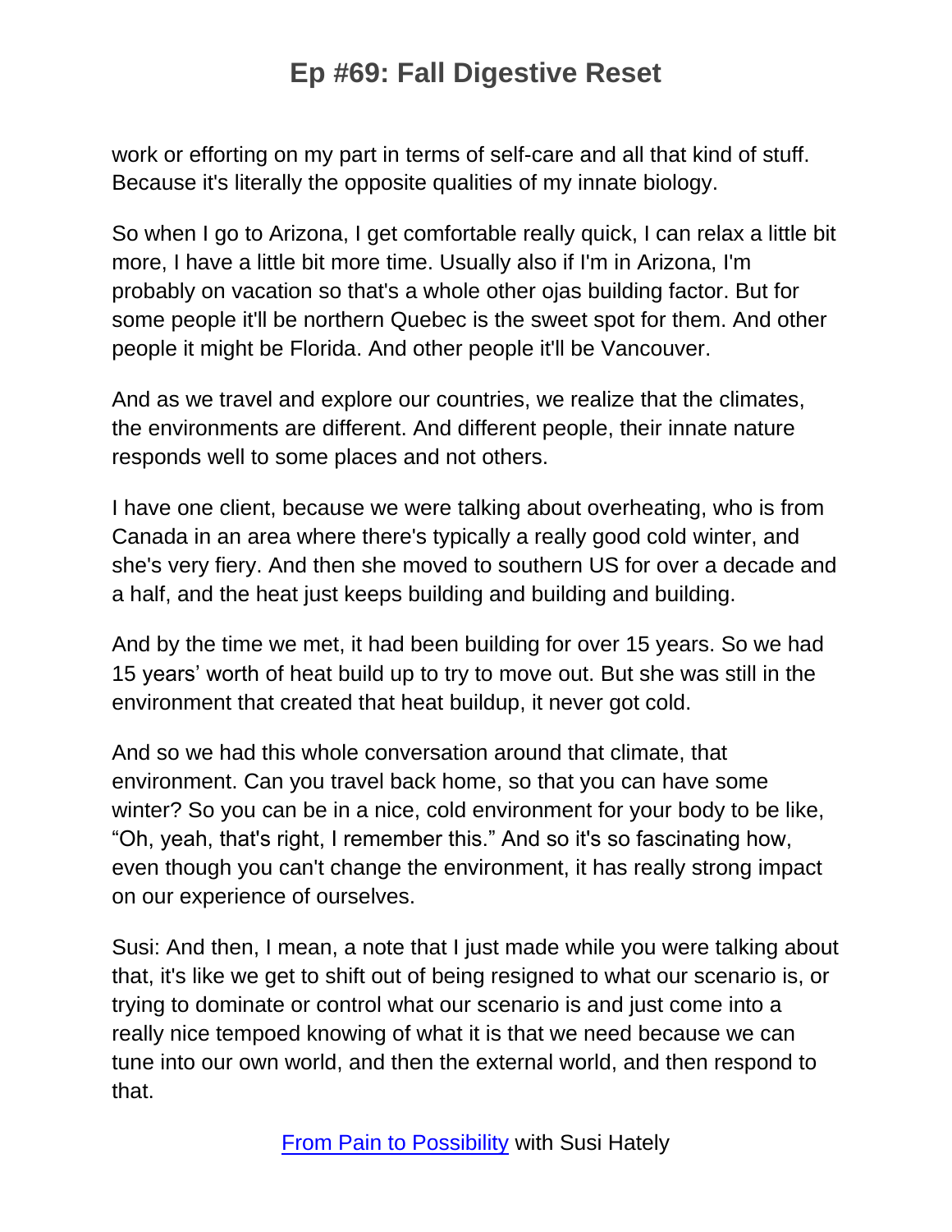work or efforting on my part in terms of self-care and all that kind of stuff. Because it's literally the opposite qualities of my innate biology.

So when I go to Arizona, I get comfortable really quick, I can relax a little bit more, I have a little bit more time. Usually also if I'm in Arizona, I'm probably on vacation so that's a whole other ojas building factor. But for some people it'll be northern Quebec is the sweet spot for them. And other people it might be Florida. And other people it'll be Vancouver.

And as we travel and explore our countries, we realize that the climates, the environments are different. And different people, their innate nature responds well to some places and not others.

I have one client, because we were talking about overheating, who is from Canada in an area where there's typically a really good cold winter, and she's very fiery. And then she moved to southern US for over a decade and a half, and the heat just keeps building and building and building.

And by the time we met, it had been building for over 15 years. So we had 15 years' worth of heat build up to try to move out. But she was still in the environment that created that heat buildup, it never got cold.

And so we had this whole conversation around that climate, that environment. Can you travel back home, so that you can have some winter? So you can be in a nice, cold environment for your body to be like, "Oh, yeah, that's right, I remember this." And so it's so fascinating how, even though you can't change the environment, it has really strong impact on our experience of ourselves.

Susi: And then, I mean, a note that I just made while you were talking about that, it's like we get to shift out of being resigned to what our scenario is, or trying to dominate or control what our scenario is and just come into a really nice tempoed knowing of what it is that we need because we can tune into our own world, and then the external world, and then respond to that.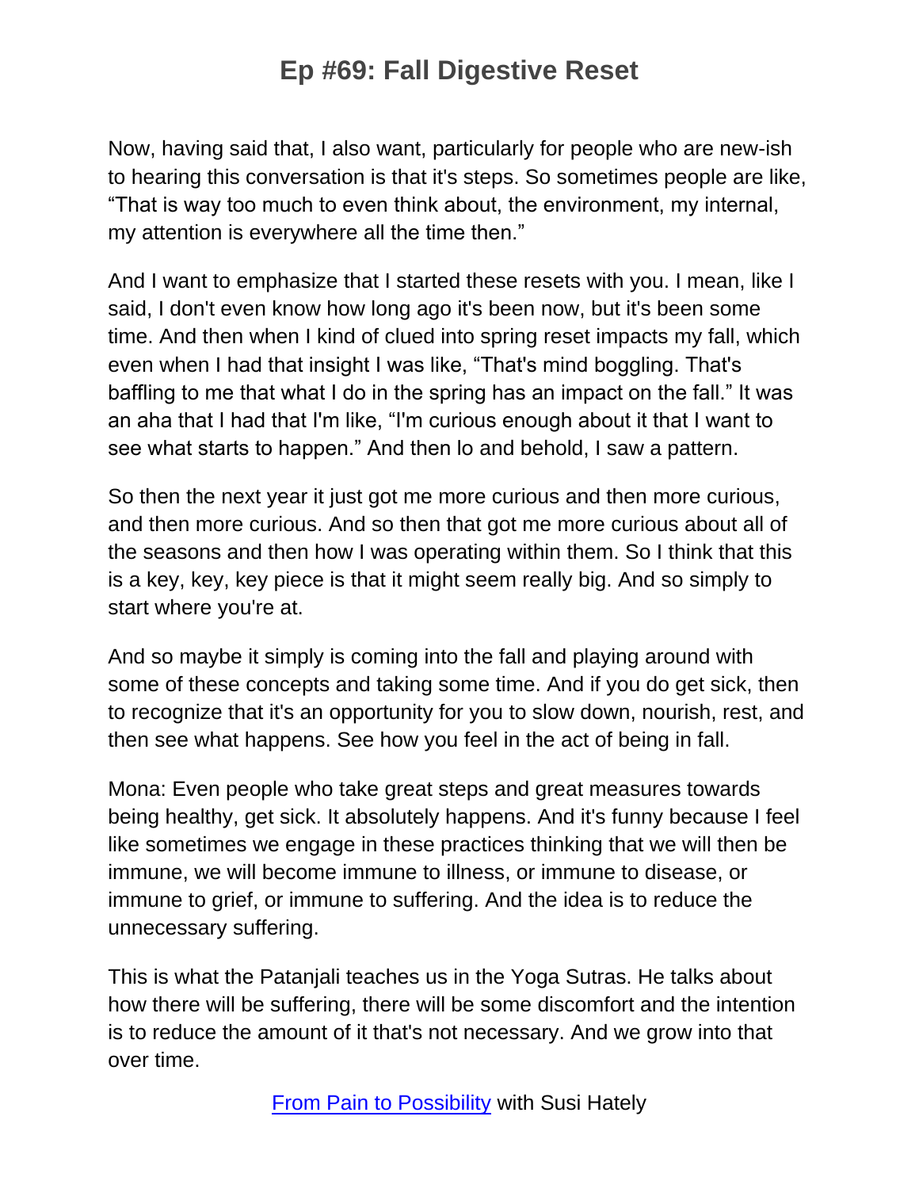Now, having said that, I also want, particularly for people who are new-ish to hearing this conversation is that it's steps. So sometimes people are like, "That is way too much to even think about, the environment, my internal, my attention is everywhere all the time then."

And I want to emphasize that I started these resets with you. I mean, like I said, I don't even know how long ago it's been now, but it's been some time. And then when I kind of clued into spring reset impacts my fall, which even when I had that insight I was like, "That's mind boggling. That's baffling to me that what I do in the spring has an impact on the fall." It was an aha that I had that I'm like, "I'm curious enough about it that I want to see what starts to happen." And then lo and behold, I saw a pattern.

So then the next year it just got me more curious and then more curious, and then more curious. And so then that got me more curious about all of the seasons and then how I was operating within them. So I think that this is a key, key, key piece is that it might seem really big. And so simply to start where you're at.

And so maybe it simply is coming into the fall and playing around with some of these concepts and taking some time. And if you do get sick, then to recognize that it's an opportunity for you to slow down, nourish, rest, and then see what happens. See how you feel in the act of being in fall.

Mona: Even people who take great steps and great measures towards being healthy, get sick. It absolutely happens. And it's funny because I feel like sometimes we engage in these practices thinking that we will then be immune, we will become immune to illness, or immune to disease, or immune to grief, or immune to suffering. And the idea is to reduce the unnecessary suffering.

This is what the Patanjali teaches us in the Yoga Sutras. He talks about how there will be suffering, there will be some discomfort and the intention is to reduce the amount of it that's not necessary. And we grow into that over time.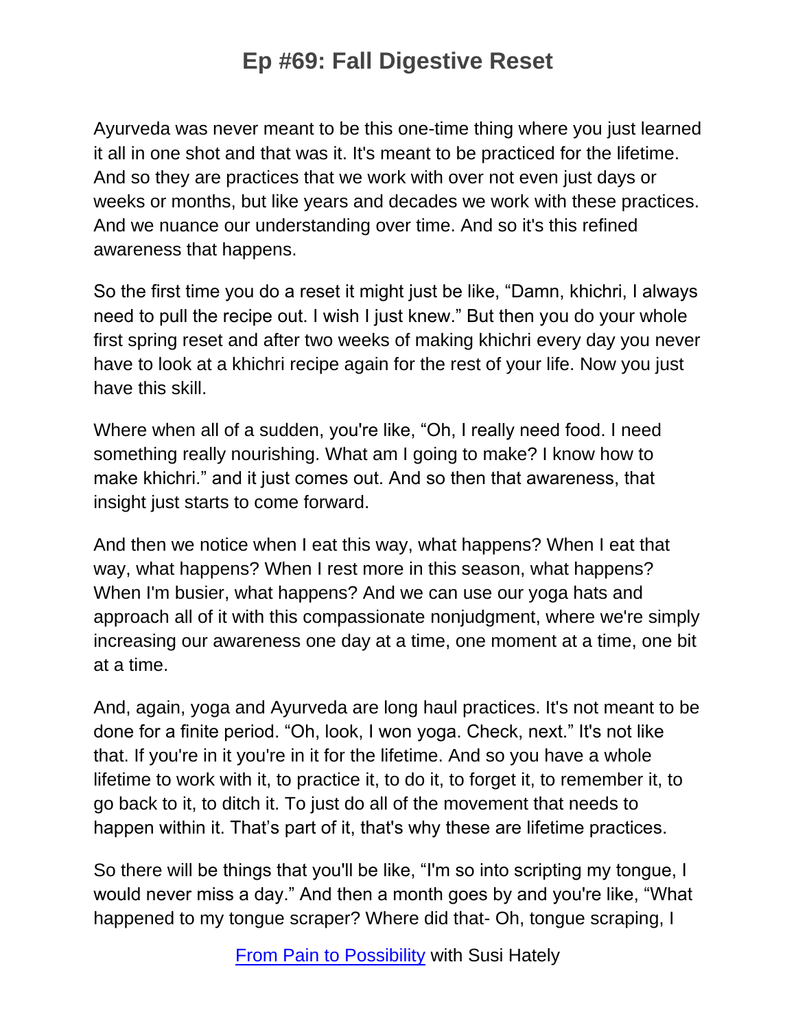Ayurveda was never meant to be this one-time thing where you just learned it all in one shot and that was it. It's meant to be practiced for the lifetime. And so they are practices that we work with over not even just days or weeks or months, but like years and decades we work with these practices. And we nuance our understanding over time. And so it's this refined awareness that happens.

So the first time you do a reset it might just be like, "Damn, khichri, I always need to pull the recipe out. I wish I just knew." But then you do your whole first spring reset and after two weeks of making khichri every day you never have to look at a khichri recipe again for the rest of your life. Now you just have this skill.

Where when all of a sudden, you're like, "Oh, I really need food. I need something really nourishing. What am I going to make? I know how to make khichri." and it just comes out. And so then that awareness, that insight just starts to come forward.

And then we notice when I eat this way, what happens? When I eat that way, what happens? When I rest more in this season, what happens? When I'm busier, what happens? And we can use our yoga hats and approach all of it with this compassionate nonjudgment, where we're simply increasing our awareness one day at a time, one moment at a time, one bit at a time.

And, again, yoga and Ayurveda are long haul practices. It's not meant to be done for a finite period. "Oh, look, I won yoga. Check, next." It's not like that. If you're in it you're in it for the lifetime. And so you have a whole lifetime to work with it, to practice it, to do it, to forget it, to remember it, to go back to it, to ditch it. To just do all of the movement that needs to happen within it. That's part of it, that's why these are lifetime practices.

So there will be things that you'll be like, "I'm so into scripting my tongue, I would never miss a day." And then a month goes by and you're like, "What happened to my tongue scraper? Where did that- Oh, tongue scraping, I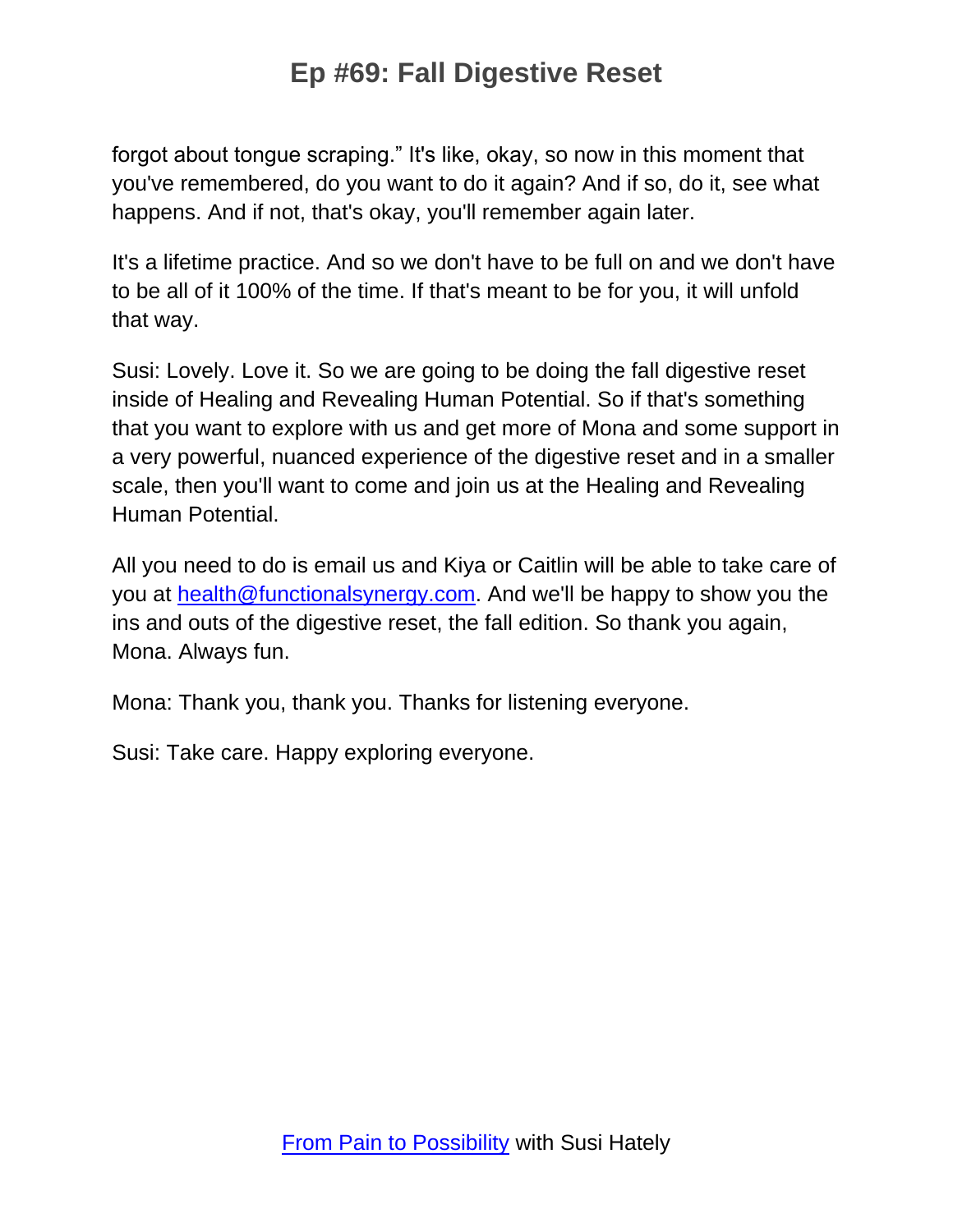forgot about tongue scraping." It's like, okay, so now in this moment that you've remembered, do you want to do it again? And if so, do it, see what happens. And if not, that's okay, you'll remember again later.

It's a lifetime practice. And so we don't have to be full on and we don't have to be all of it 100% of the time. If that's meant to be for you, it will unfold that way.

Susi: Lovely. Love it. So we are going to be doing the fall digestive reset inside of Healing and Revealing Human Potential. So if that's something that you want to explore with us and get more of Mona and some support in a very powerful, nuanced experience of the digestive reset and in a smaller scale, then you'll want to come and join us at the Healing and Revealing Human Potential.

All you need to do is email us and Kiya or Caitlin will be able to take care of you at health@functionalsynergy.com. And we'll be happy to show you the ins and outs of the digestive reset, the fall edition. So thank you again, Mona. Always fun.

Mona: Thank you, thank you. Thanks for listening everyone.

Susi: Take care. Happy exploring everyone.